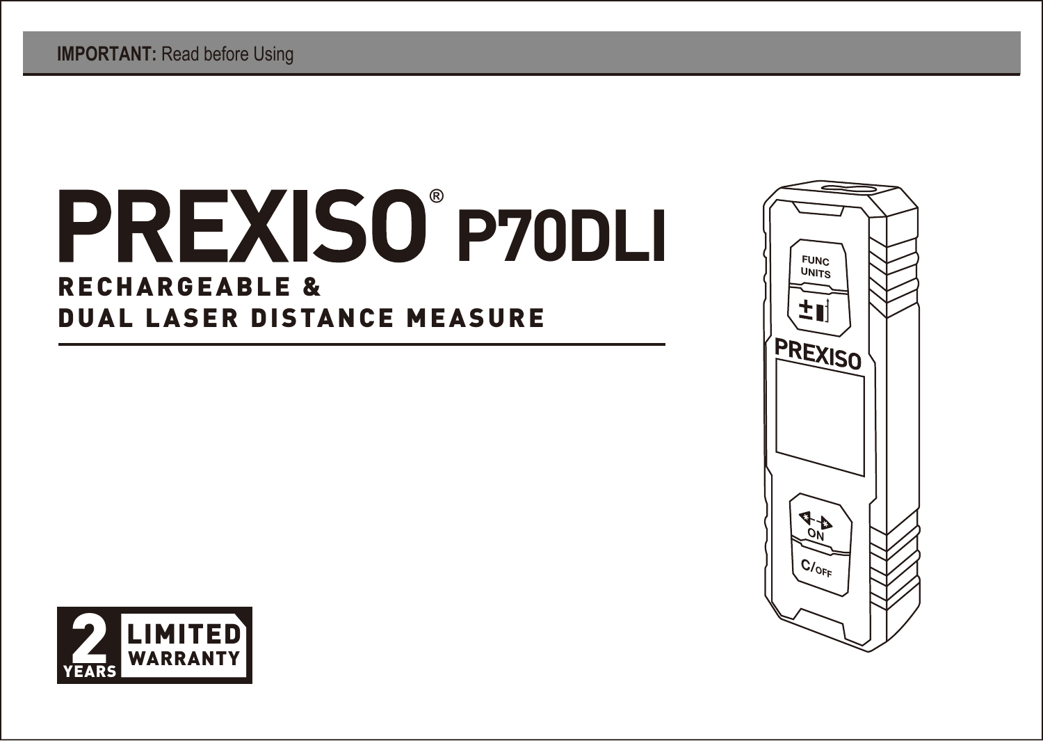**IMPORTANT:** Read before Using

# PREXISO® P70DLI

## RECHARGEABLE & DUAL LASER DISTANCE MEASURE

2 YEARS LIMITED WARRANTY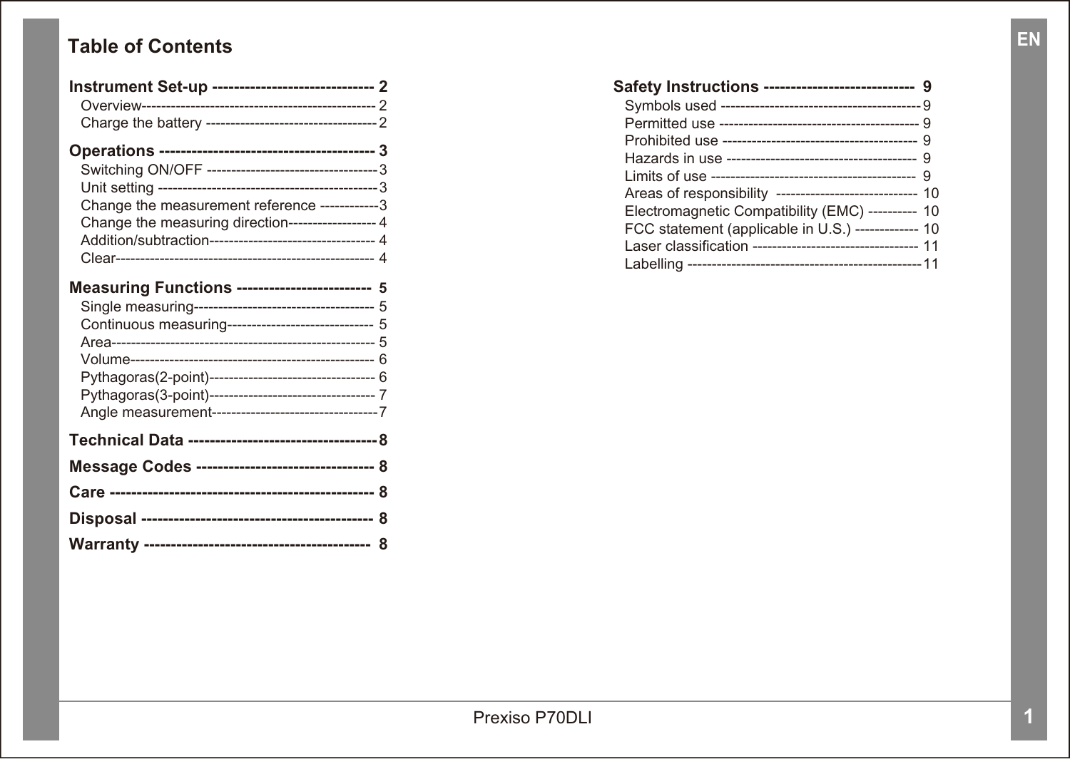# Table of Contents

**Instrument Set-up ----------------------------- 2**

- Overview------------------------------------------------ 2
- Charge the battery ----------------------------------- 2

**Operations --------------------------------------- 3**

- Switching ON/OFF ----------------------------------- 3
- Unit setting -------------------------------------------- 3
- Change the measurement reference ------------ 3
- Change the measuring direction------------------ 4
- Addition/subtraction---------------------------------- 4
- Clear------------------------------------------------------ 4

**Measuring Functions ------------------------ 5**

- Single measuring------------------------------------- 5
- Continuous measuring------------------------------ 5
- Area------------------------------------------------------ 5
- Volume--------------------------------------------------- 6
- Pythagoras(2-point)---------------------------------- 6
- Pythagoras(3-point)---------------------------------- 7
- Angle measurement---------------------------------- 7

**Technical Data ---------------------------------- 8**

**Message Codes -------------------------------- 8**

**Care ------------------------------------------------ 8**

**Disposal ------------------------------------------ 8**

**Warranty ----------------------------------------- 8**

**Safety Instructions --------------------------- 9**

- Symbols used ------------------------------------------ 9
- Permitted use ------------------------------------------ 9
- Prohibited use ----------------------------------------- 9
- Hazards in use ---------------------------------------- 9
- Limits of use ------------------------------------------- 9
- Areas of responsibility ------------------------------ 10
- Electromagnetic Compatibility (EMC) ---------- 10
- FCC statement (applicable in U.S.) ------------- 10
- Laser classification ---------------------------------- 11
- Labelling ------------------------------------------------ 11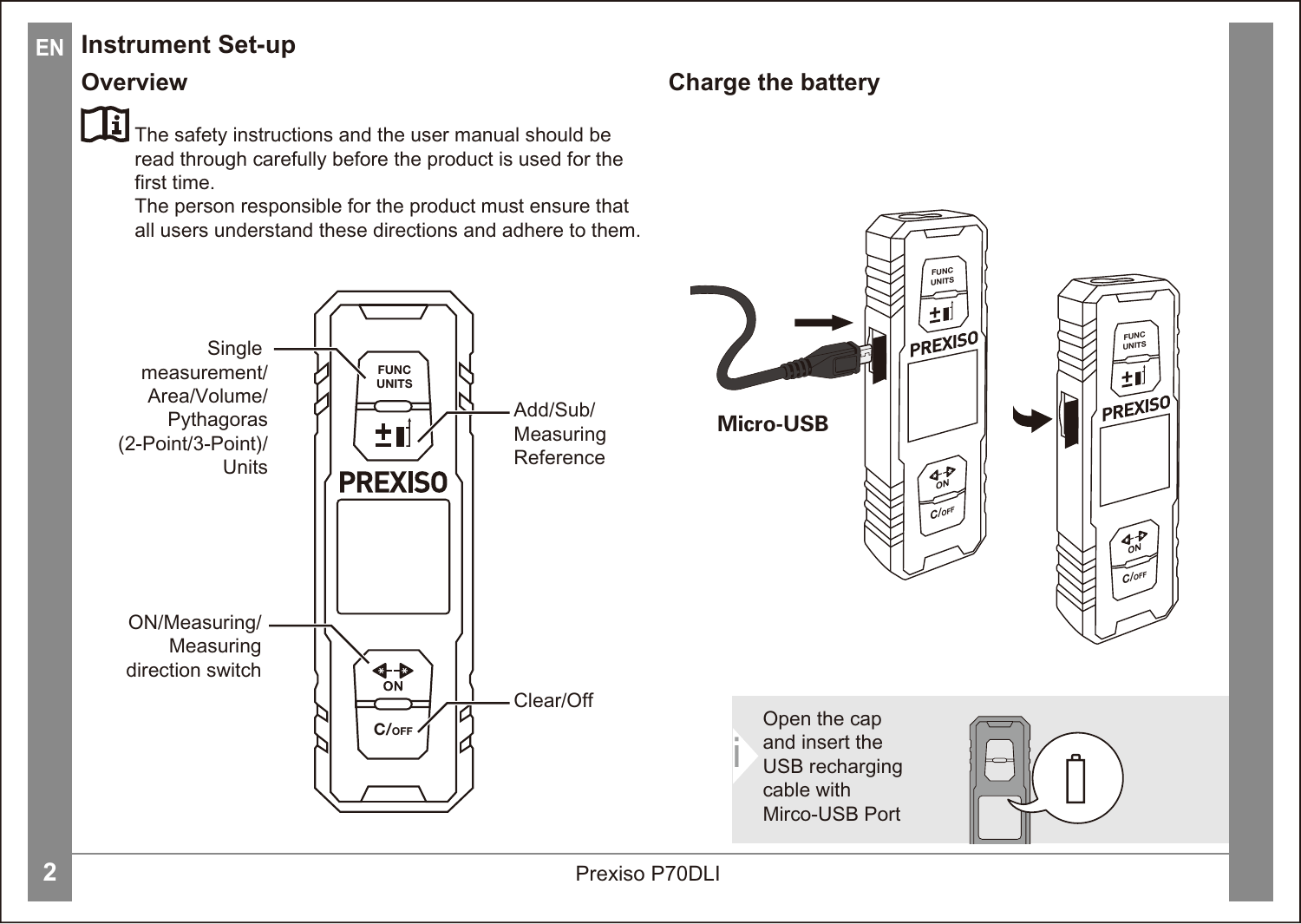# Instrument Set-up

## Overview

The safety instructions and the user manual should be read through carefully before the product is used for the first time.
The person responsible for the product must ensure that all users understand these directions and adhere to them.

Single measurement/ Area/Volume/ Pythagoras (2-Point/3-Point)/ Units

Add/Sub/ Measuring Reference

ON/Measuring/ Measuring direction switch

Clear/Off

## Charge the battery

Micro-USB

Open the cap and insert the USB recharging cable with Mirco-USB Port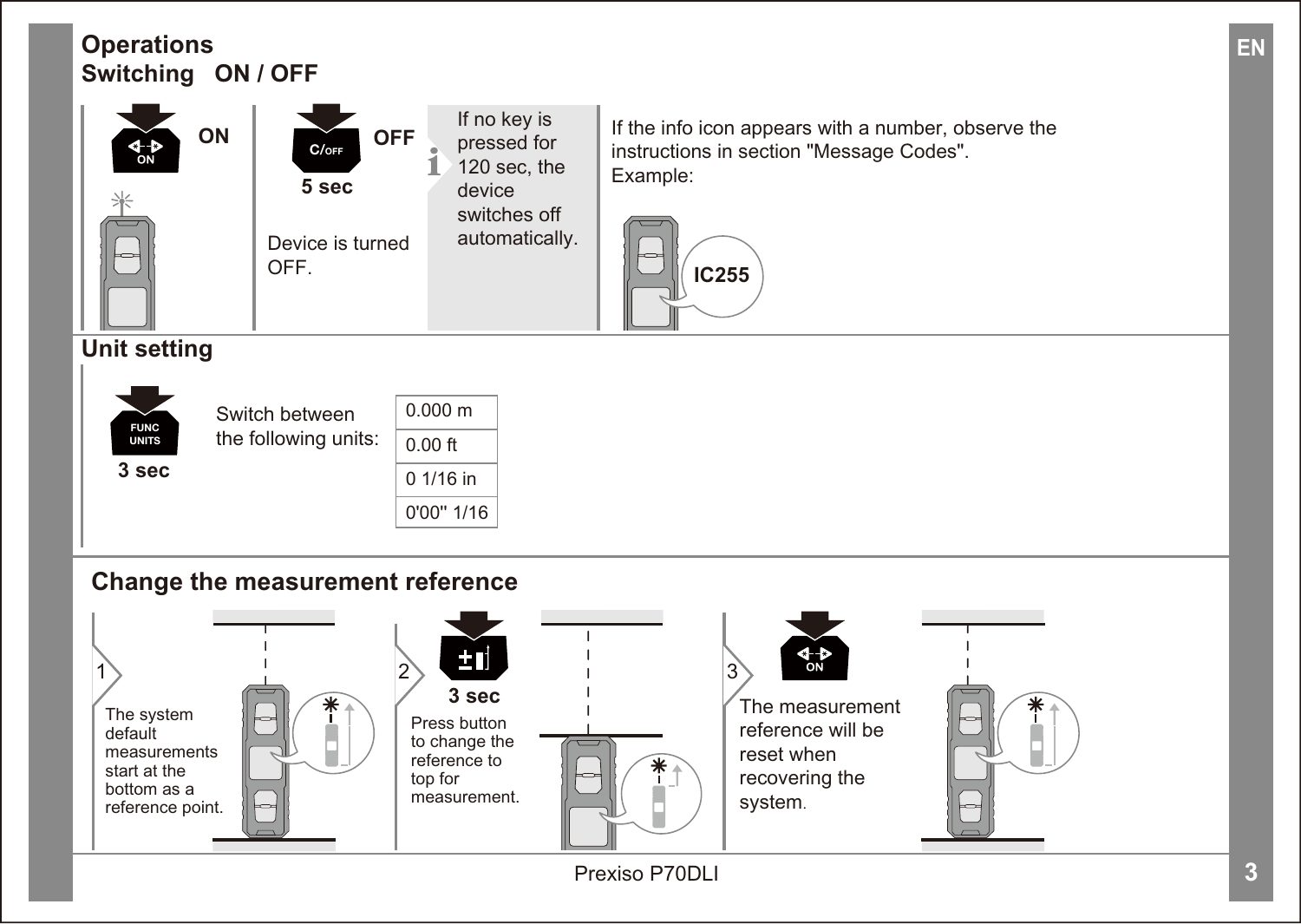# Operations

## Switching ON / OFF

ON

OFF

5 sec

Device is turned OFF.

If no key is pressed for 120 sec, the device switches off automatically.

If the info icon appears with a number, observe the instructions in section "Message Codes". Example:

IC255

## Unit setting

FUNC UNITS

3 sec

Switch between the following units:

| 0.000 m |
|---|
| 0.00 ft |
| 0 1/16 in |
| 0'00" 1/16 |

## Change the measurement reference

1. The system default measurements start at the bottom as a reference point.

2. 3 sec

   Press button to change the reference to top for measurement.

3. The measurement reference will be reset when recovering the system.

Prexiso P70DLI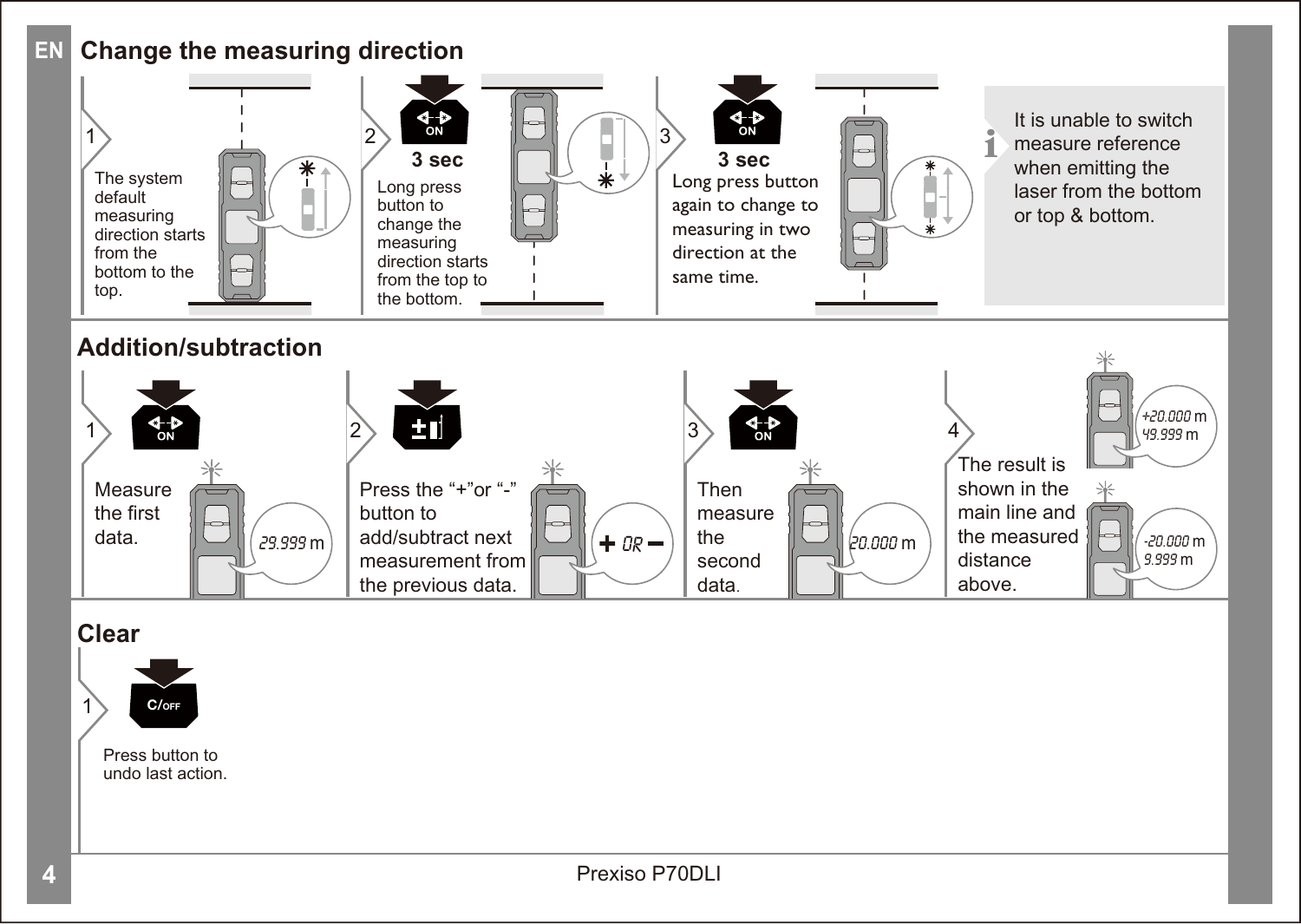## Change the measuring direction

1. The system default measuring direction starts from the bottom to the top.

2. **3 sec** Long press button to change the measuring direction starts from the top to the bottom.

3. **3 sec** Long press button again to change to measuring in two direction at the same time.

It is unable to switch measure reference when emitting the laser from the bottom or top & bottom.

## Addition/subtraction

1. Measure the first data.

   29.999 m

2. Press the “+”or “-” button to add/subtract next measurement from the previous data.

   + OR −

3. Then measure the second data.

   20.000 m

4. The result is shown in the main line and the measured distance above.

   +20.000 m
   49.999 m

   -20.000 m
   9.999 m

## Clear

1. Press button to undo last action.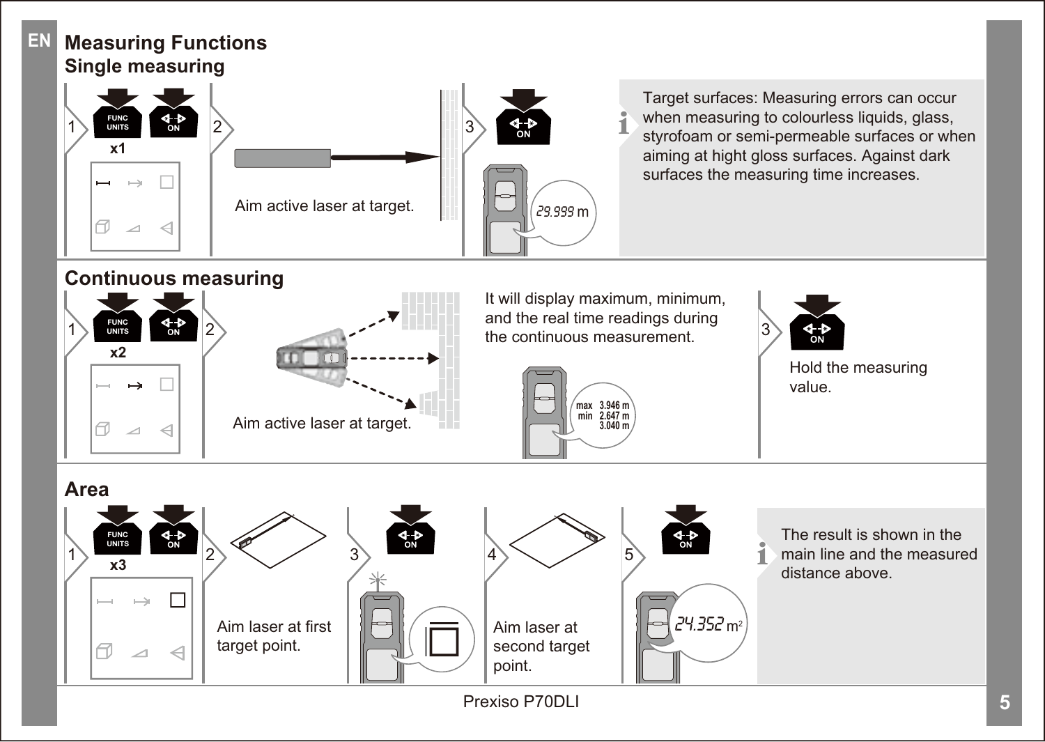# Measuring Functions

## Single measuring

1 FUNC UNITS x1, ON

2 Aim active laser at target.

3 ON

29.999 m

Target surfaces: Measuring errors can occur when measuring to colourless liquids, glass, styrofoam or semi-permeable surfaces or when aiming at hight gloss surfaces. Against dark surfaces the measuring time increases.

## Continuous measuring

1 FUNC UNITS x2, ON

2 Aim active laser at target.

It will display maximum, minimum, and the real time readings during the continuous measurement.

max 3.946 m
min 2.647 m
3.040 m

3 ON

Hold the measuring value.

## Area

1 FUNC UNITS x3, ON

2 Aim laser at first target point.

3 ON

4 Aim laser at second target point.

5 ON

24.352 $m^2$

The result is shown in the main line and the measured distance above.

Prexiso P70DLI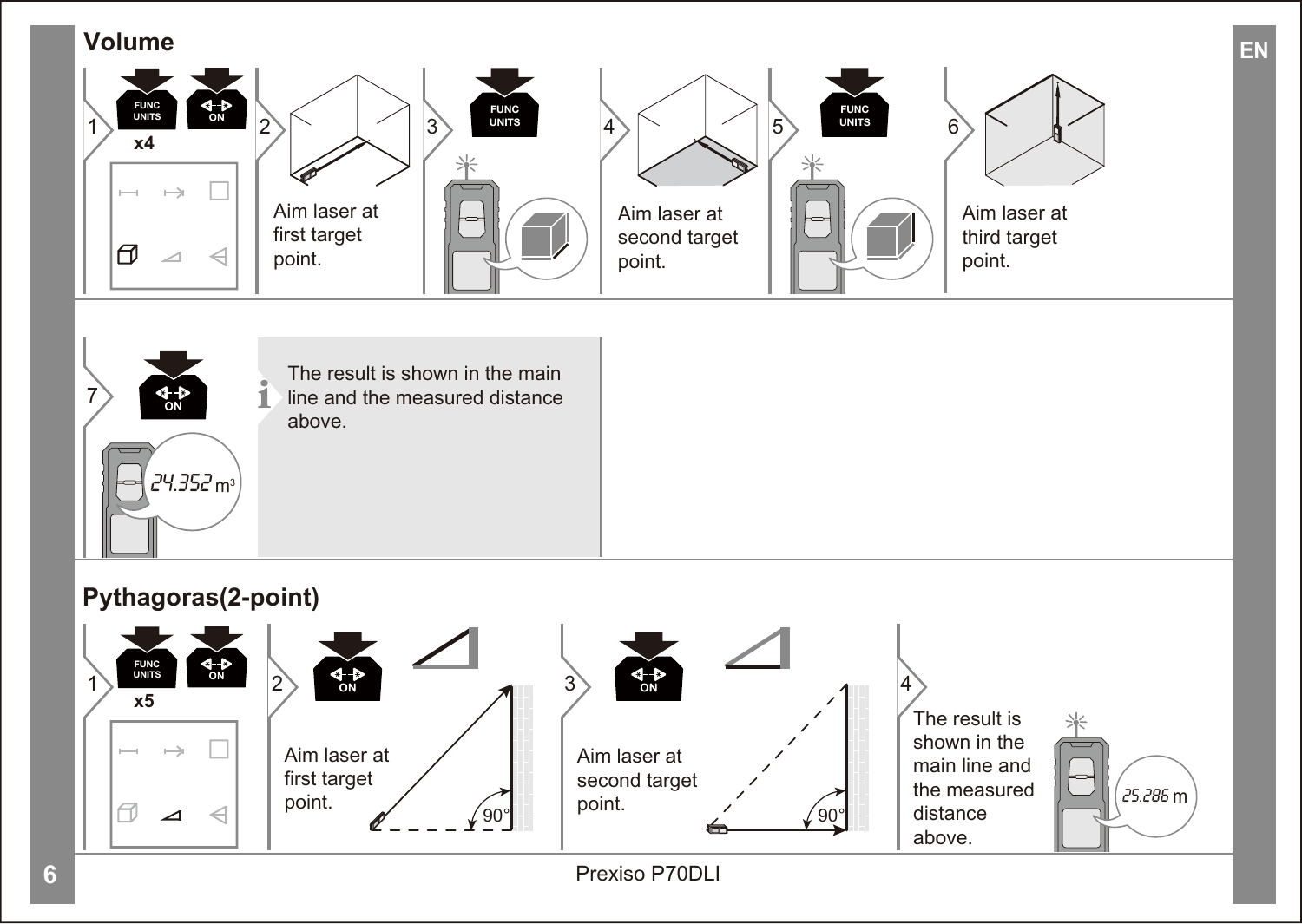## Volume

1. FUNC UNITS x4, ON
2. Aim laser at first target point.
3. FUNC UNITS
4. Aim laser at second target point.
5. FUNC UNITS
6. Aim laser at third target point.
7. ON

24.352 m³

The result is shown in the main line and the measured distance above.

## Pythagoras(2-point)

1. FUNC UNITS x5, ON
2. ON — Aim laser at first target point. 90°
3. ON — Aim laser at second target point. 90°
4. The result is shown in the main line and the measured distance above.

25.286 m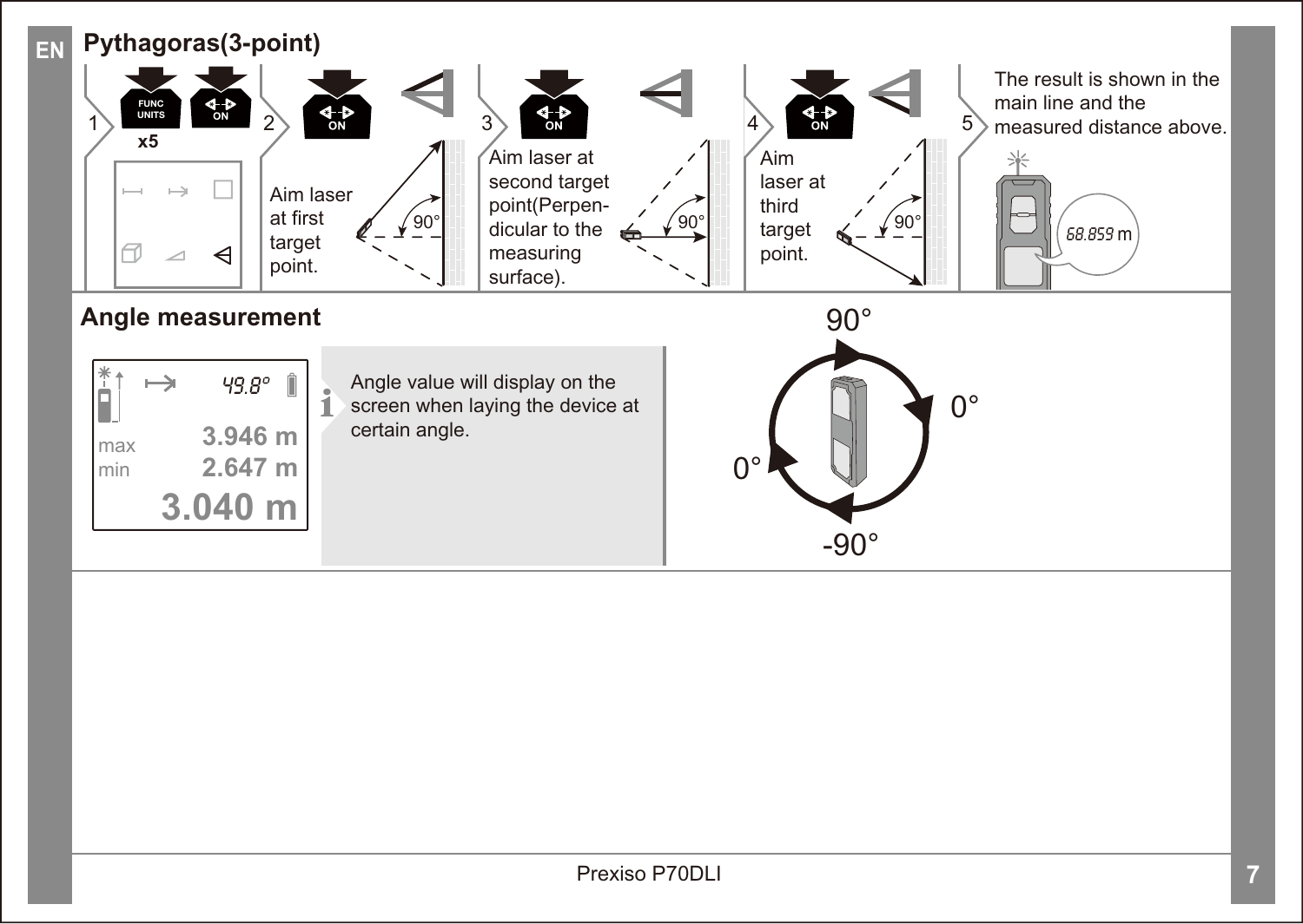## Pythagoras(3-point)

1. FUNC UNITS x5, ON
2. ON — Aim laser at first target point.
3. ON — Aim laser at second target point(Perpendicular to the measuring surface).
4. ON — Aim laser at third target point.
5. The result is shown in the main line and the measured distance above.

## Angle measurement

Angle value will display on the screen when laying the device at certain angle.

Prexiso P70DLI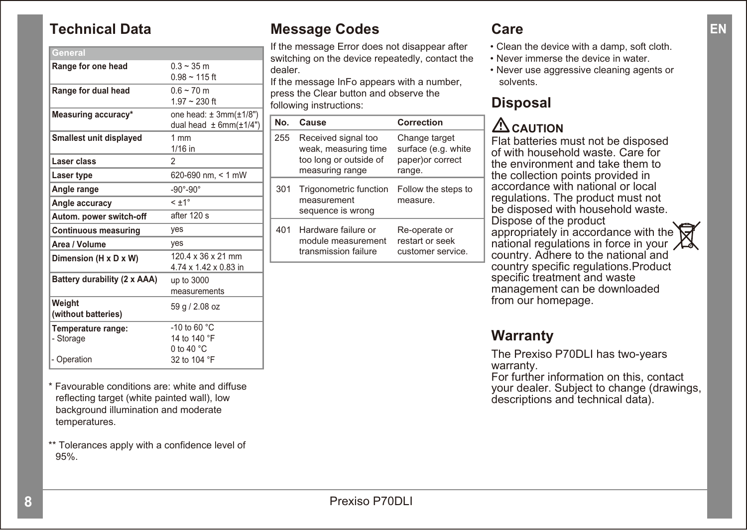## Technical Data

| General | |
|---|---|
| **Range for one head** | 0.3 ~ 35 m<br>0.98 ~ 115 ft |
| **Range for dual head** | 0.6 ~ 70 m<br>1.97 ~ 230 ft |
| **Measuring accuracy*** | one head: ± 3mm(±1/8")<br>dual head ± 6mm(±1/4") |
| **Smallest unit displayed** | 1 mm<br>1/16 in |
| **Laser class** | 2 |
| **Laser type** | 620-690 nm, < 1 mW |
| **Angle range** | -90°-90° |
| **Angle accuracy** | < ±1° |
| **Autom. power switch-off** | after 120 s |
| **Continuous measuring** | yes |
| **Area / Volume** | yes |
| **Dimension (H x D x W)** | 120.4 x 36 x 21 mm<br>4.74 x 1.42 x 0.83 in |
| **Battery durability (2 x AAA)** | up to 3000 measurements |
| **Weight (without batteries)** | 59 g / 2.08 oz |
| **Temperature range:**<br>- Storage<br>- Operation | -10 to 60 °C<br>14 to 140 °F<br>0 to 40 °C<br>32 to 104 °F |

* Favourable conditions are: white and diffuse reflecting target (white painted wall), low background illumination and moderate temperatures.

** Tolerances apply with a confidence level of 95%.

## Message Codes

If the message Error does not disappear after switching on the device repeatedly, contact the dealer.
If the message InFo appears with a number, press the Clear button and observe the following instructions:

| No. | Cause | Correction |
|---|---|---|
| 255 | Received signal too weak, measuring time too long or outside of measuring range | Change target surface (e.g. white paper)or correct range. |
| 301 | Trigonometric function measurement sequence is wrong | Follow the steps to measure. |
| 401 | Hardware failure or module measurement transmission failure | Re-operate or restart or seek customer service. |

## Care

- Clean the device with a damp, soft cloth.
- Never immerse the device in water.
- Never use aggressive cleaning agents or solvents.

## Disposal

**⚠ CAUTION**

Flat batteries must not be disposed of with household waste. Care for the environment and take them to the collection points provided in accordance with national or local regulations. The product must not be disposed with household waste. Dispose of the product appropriately in accordance with the national regulations in force in your country. Adhere to the national and country specific regulations.Product specific treatment and waste management can be downloaded from our homepage.

## Warranty

The Prexiso P70DLI has two-years warranty.
For further information on this, contact your dealer. Subject to change (drawings, descriptions and technical data).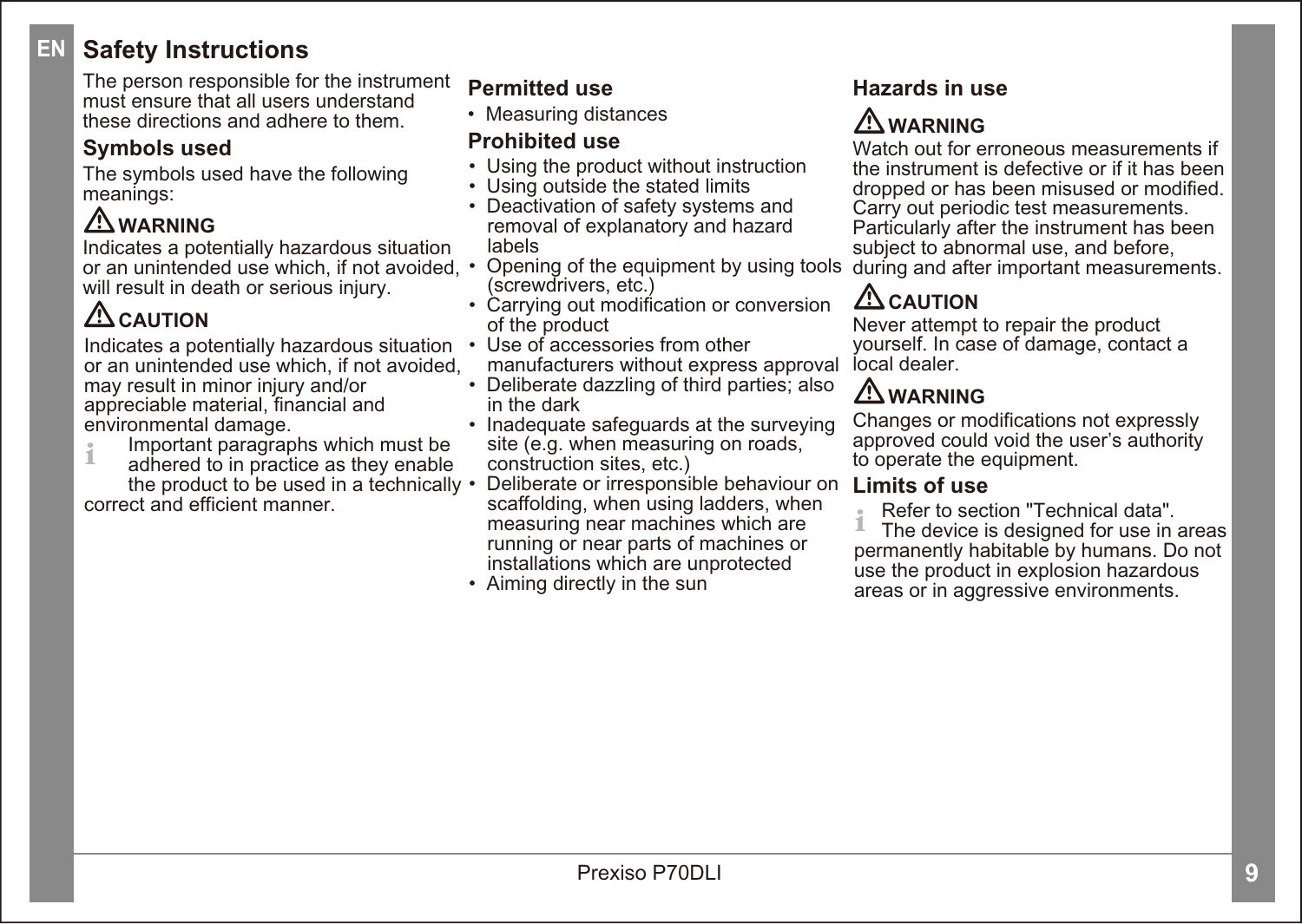# Safety Instructions

The person responsible for the instrument must ensure that all users understand these directions and adhere to them.

## Symbols used

The symbols used have the following meanings:

⚠ **WARNING**

Indicates a potentially hazardous situation or an unintended use which, if not avoided, will result in death or serious injury.

⚠ **CAUTION**

Indicates a potentially hazardous situation or an unintended use which, if not avoided, may result in minor injury and/or appreciable material, financial and environmental damage.

i Important paragraphs which must be adhered to in practice as they enable the product to be used in a technically correct and efficient manner.

## Permitted use

- Measuring distances

## Prohibited use

- Using the product without instruction
- Using outside the stated limits
- Deactivation of safety systems and removal of explanatory and hazard labels
- Opening of the equipment by using tools (screwdrivers, etc.)
- Carrying out modification or conversion of the product
- Use of accessories from other manufacturers without express approval
- Deliberate dazzling of third parties; also in the dark
- Inadequate safeguards at the surveying site (e.g. when measuring on roads, construction sites, etc.)
- Deliberate or irresponsible behaviour on scaffolding, when using ladders, when measuring near machines which are running or near parts of machines or installations which are unprotected
- Aiming directly in the sun

## Hazards in use

⚠ **WARNING**

Watch out for erroneous measurements if the instrument is defective or if it has been dropped or has been misused or modified. Carry out periodic test measurements. Particularly after the instrument has been subject to abnormal use, and before, during and after important measurements.

⚠ **CAUTION**

Never attempt to repair the product yourself. In case of damage, contact a local dealer.

⚠ **WARNING**

Changes or modifications not expressly approved could void the user's authority to operate the equipment.

## Limits of use

i Refer to section "Technical data". The device is designed for use in areas permanently habitable by humans. Do not use the product in explosion hazardous areas or in aggressive environments.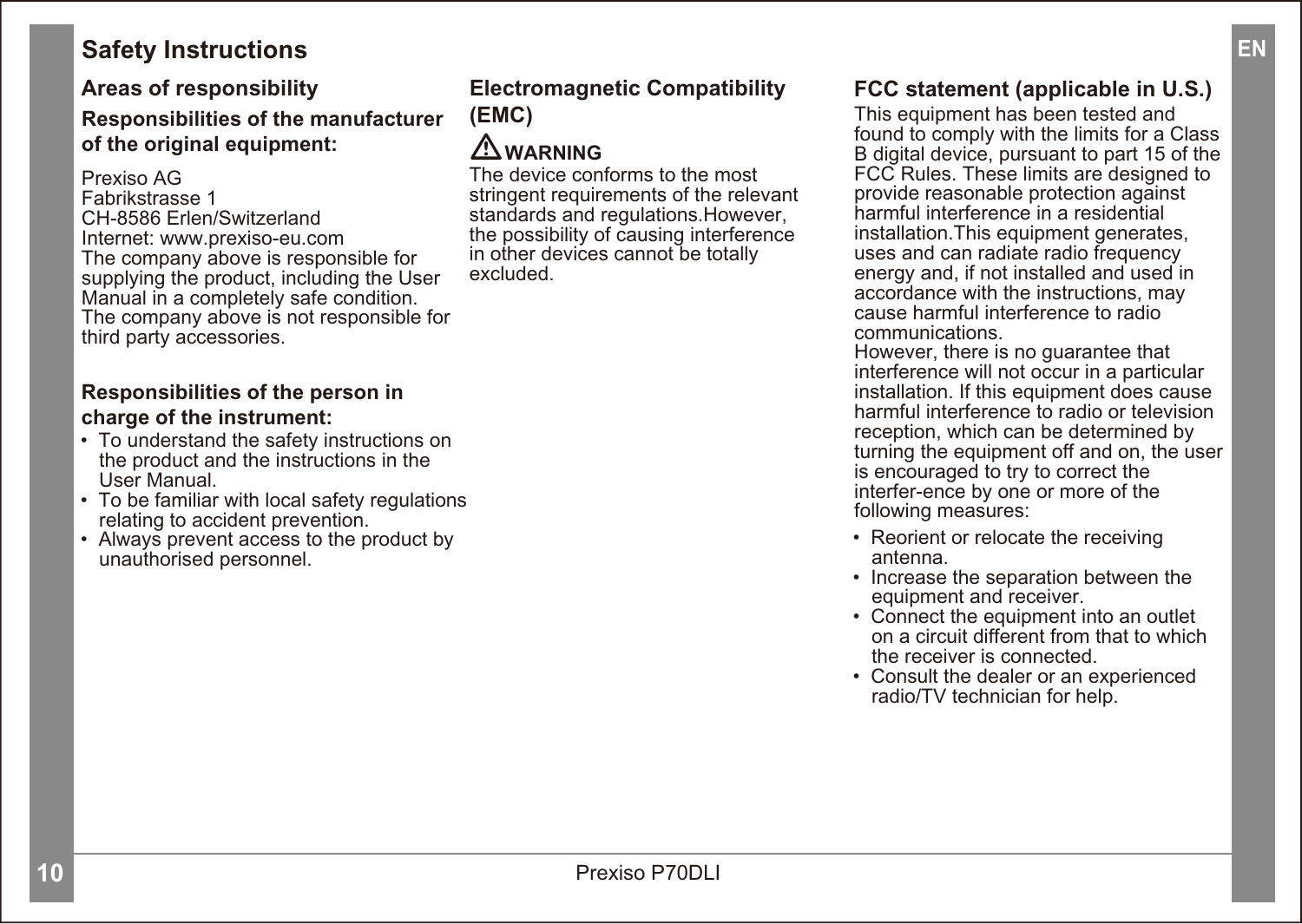# Safety Instructions

## Areas of responsibility

### Responsibilities of the manufacturer of the original equipment:

Prexiso AG
Fabrikstrasse 1
CH-8586 Erlen/Switzerland
Internet: www.prexiso-eu.com
The company above is responsible for supplying the product, including the User Manual in a completely safe condition.
The company above is not responsible for third party accessories.

### Responsibilities of the person in charge of the instrument:

- To understand the safety instructions on the product and the instructions in the User Manual.
- To be familiar with local safety regulations relating to accident prevention.
- Always prevent access to the product by unauthorised personnel.

## Electromagnetic Compatibility (EMC)

**⚠ WARNING**
The device conforms to the most stringent requirements of the relevant standards and regulations.However, the possibility of causing interference in other devices cannot be totally excluded.

## FCC statement (applicable in U.S.)

This equipment has been tested and found to comply with the limits for a Class B digital device, pursuant to part 15 of the FCC Rules. These limits are designed to provide reasonable protection against harmful interference in a residential installation.This equipment generates, uses and can radiate radio frequency energy and, if not installed and used in accordance with the instructions, may cause harmful interference to radio communications.
However, there is no guarantee that interference will not occur in a particular installation. If this equipment does cause harmful interference to radio or television reception, which can be determined by turning the equipment off and on, the user is encouraged to try to correct the interfer-ence by one or more of the following measures:

- Reorient or relocate the receiving antenna.
- Increase the separation between the equipment and receiver.
- Connect the equipment into an outlet on a circuit different from that to which the receiver is connected.
- Consult the dealer or an experienced radio/TV technician for help.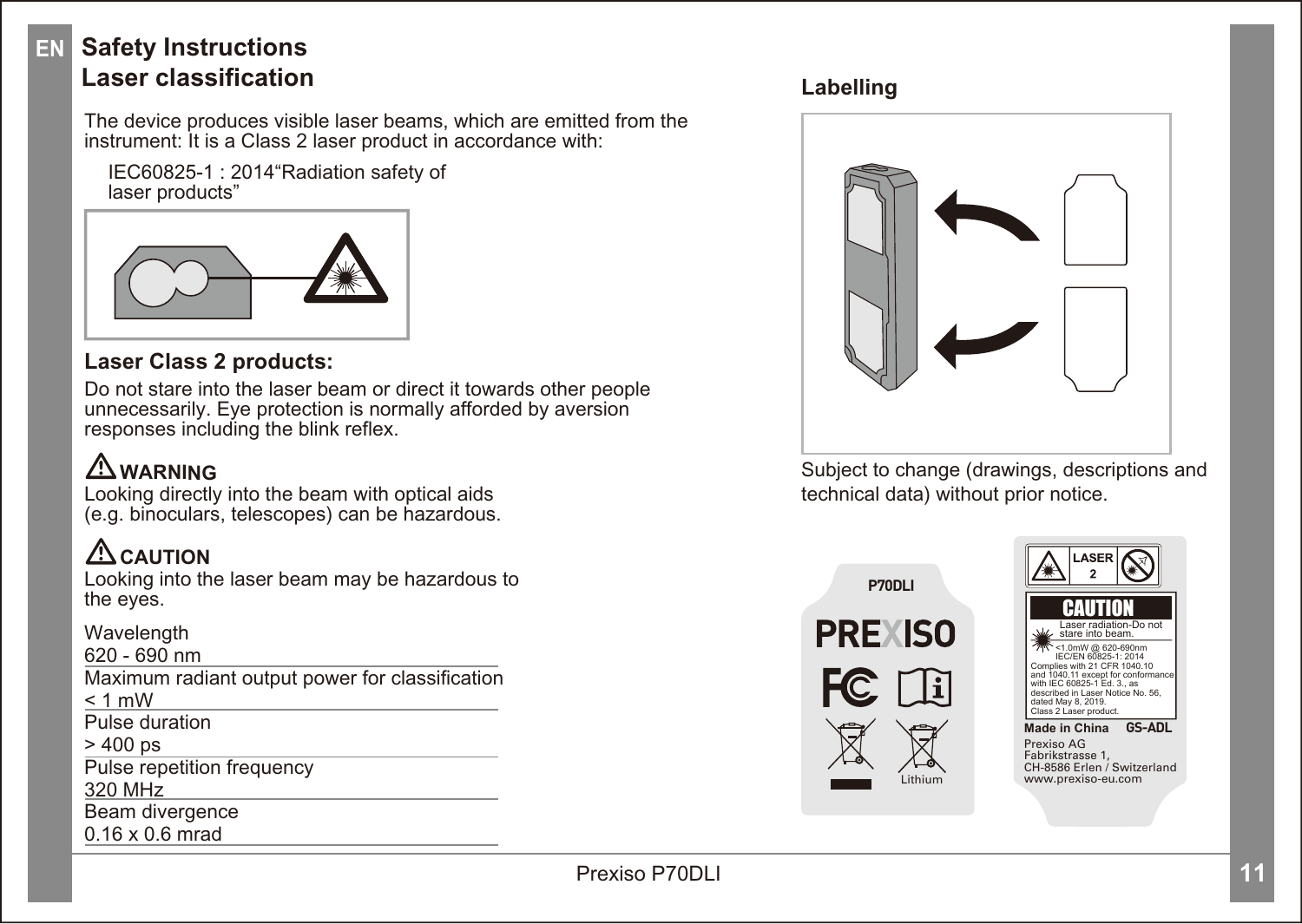# Safety Instructions

## Laser classification

The device produces visible laser beams, which are emitted from the instrument: It is a Class 2 laser product in accordance with:

IEC60825-1 : 2014“Radiation safety of laser products”

### Laser Class 2 products:

Do not stare into the laser beam or direct it towards other people unnecessarily. Eye protection is normally afforded by aversion responses including the blink reflex.

**WARNING**

Looking directly into the beam with optical aids (e.g. binoculars, telescopes) can be hazardous.

**CAUTION**

Looking into the laser beam may be hazardous to the eyes.

| | |
|---|---|
| Wavelength | 620 - 690 nm |
| Maximum radiant output power for classification | < 1 mW |
| Pulse duration | > 400 ps |
| Pulse repetition frequency | 320 MHz |
| Beam divergence | 0.16 x 0.6 mrad |

## Labelling

Subject to change (drawings, descriptions and technical data) without prior notice.

P70DLI

PREXISO

Lithium

LASER 2

CAUTION

Laser radiation-Do not stare into beam.

<1.0mW @ 620-690nm
IEC/EN 60825-1: 2014
Complies with 21 CFR 1040.10 and 1040.11 except for conformance with IEC 60825-1 Ed. 3., as described in Laser Notice No. 56, dated May 8, 2019.
Class 2 Laser product.

Made in China GS-ADL

Prexiso AG
Fabrikstrasse 1,
CH-8586 Erlen / Switzerland
www.prexiso-eu.com